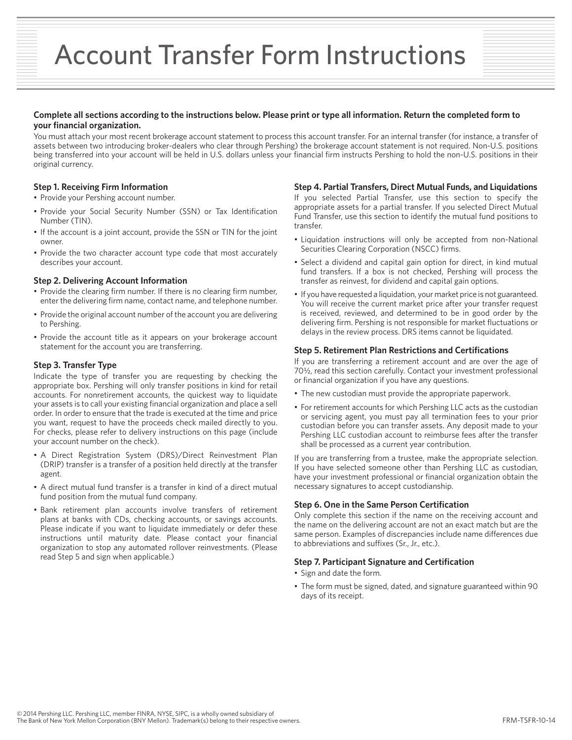# Account Transfer Form Instructions

**Complete all sections according to the instructions below. Please print or type all information. Return the completed form to your financial organization.**

You must attach your most recent brokerage account statement to process this account transfer. For an internal transfer (for instance, a transfer of assets between two introducing broker-dealers who clear through Pershing) the brokerage account statement is not required. Non-U.S. positions being transferred into your account will be held in U.S. dollars unless your financial firm instructs Pershing to hold the non-U.S. positions in their original currency.

### Step 1. Receiving Firm Information

- Provide your Pershing account number.
- Provide your Social Security Number (SSN) or Tax Identification Number (TIN).
- If the account is a joint account, provide the SSN or TIN for the joint owner.
- Provide the two character account type code that most accurately describes your account.

### Step 2. Delivering Account Information

- Provide the clearing firm number. If there is no clearing firm number, enter the delivering firm name, contact name, and telephone number.
- Provide the original account number of the account you are delivering to Pershing.
- Provide the account title as it appears on your brokerage account statement for the account you are transferring.

### Step 3. Transfer Type

Indicate the type of transfer you are requesting by checking the appropriate box. Pershing will only transfer positions in kind for retail accounts. For nonretirement accounts, the quickest way to liquidate your assets is to call your existing financial organization and place a sell order. In order to ensure that the trade is executed at the time and price you want, request to have the proceeds check mailed directly to you. For checks, please refer to delivery instructions on this page (include your account number on the check).

- A Direct Registration System (DRS)/Direct Reinvestment Plan (DRIP) transfer is a transfer of a position held directly at the transfer agent.
- A direct mutual fund transfer is a transfer in kind of a direct mutual fund position from the mutual fund company.
- Bank retirement plan accounts involve transfers of retirement plans at banks with CDs, checking accounts, or savings accounts. Please indicate if you want to liquidate immediately or defer these instructions until maturity date. Please contact your financial organization to stop any automated rollover reinvestments. (Please read Step 5 and sign when applicable.)

### Step 4. Partial Transfers, Direct Mutual Funds, and Liquidations

If you selected Partial Transfer, use this section to specify the appropriate assets for a partial transfer. If you selected Direct Mutual Fund Transfer, use this section to identify the mutual fund positions to transfer.

- Liquidation instructions will only be accepted from non-National Securities Clearing Corporation (NSCC) firms.
- Select a dividend and capital gain option for direct, in kind mutual fund transfers. If a box is not checked, Pershing will process the transfer as reinvest, for dividend and capital gain options.
- If you have requested a liquidation, your market price is not guaranteed. You will receive the current market price after your transfer request is received, reviewed, and determined to be in good order by the delivering firm. Pershing is not responsible for market fluctuations or delays in the review process. DRS items cannot be liquidated.

### Step 5. Retirement Plan Restrictions and Certifications

If you are transferring a retirement account and are over the age of 70½, read this section carefully. Contact your investment professional or financial organization if you have any questions.

- The new custodian must provide the appropriate paperwork.
- For retirement accounts for which Pershing LLC acts as the custodian or servicing agent, you must pay all termination fees to your prior custodian before you can transfer assets. Any deposit made to your Pershing LLC custodian account to reimburse fees after the transfer shall be processed as a current year contribution.

If you are transferring from a trustee, make the appropriate selection. If you have selected someone other than Pershing LLC as custodian, have your investment professional or financial organization obtain the necessary signatures to accept custodianship.

### Step 6. One in the Same Person Certification

Only complete this section if the name on the receiving account and the name on the delivering account are not an exact match but are the same person. Examples of discrepancies include name differences due to abbreviations and suffixes (Sr., Jr., etc.).

### Step 7. Participant Signature and Certification

- Sign and date the form.
- The form must be signed, dated, and signature guaranteed within 90 days of its receipt.

© 2014 Pershing LLC. Pershing LLC, member FINRA, NYSE, SIPC, is a wholly owned subsidiary of The Bank of New York Mellon Corporation (BNY Mellon). Trademark(s) belong to their respective owners.

FRM-TSFR-10-14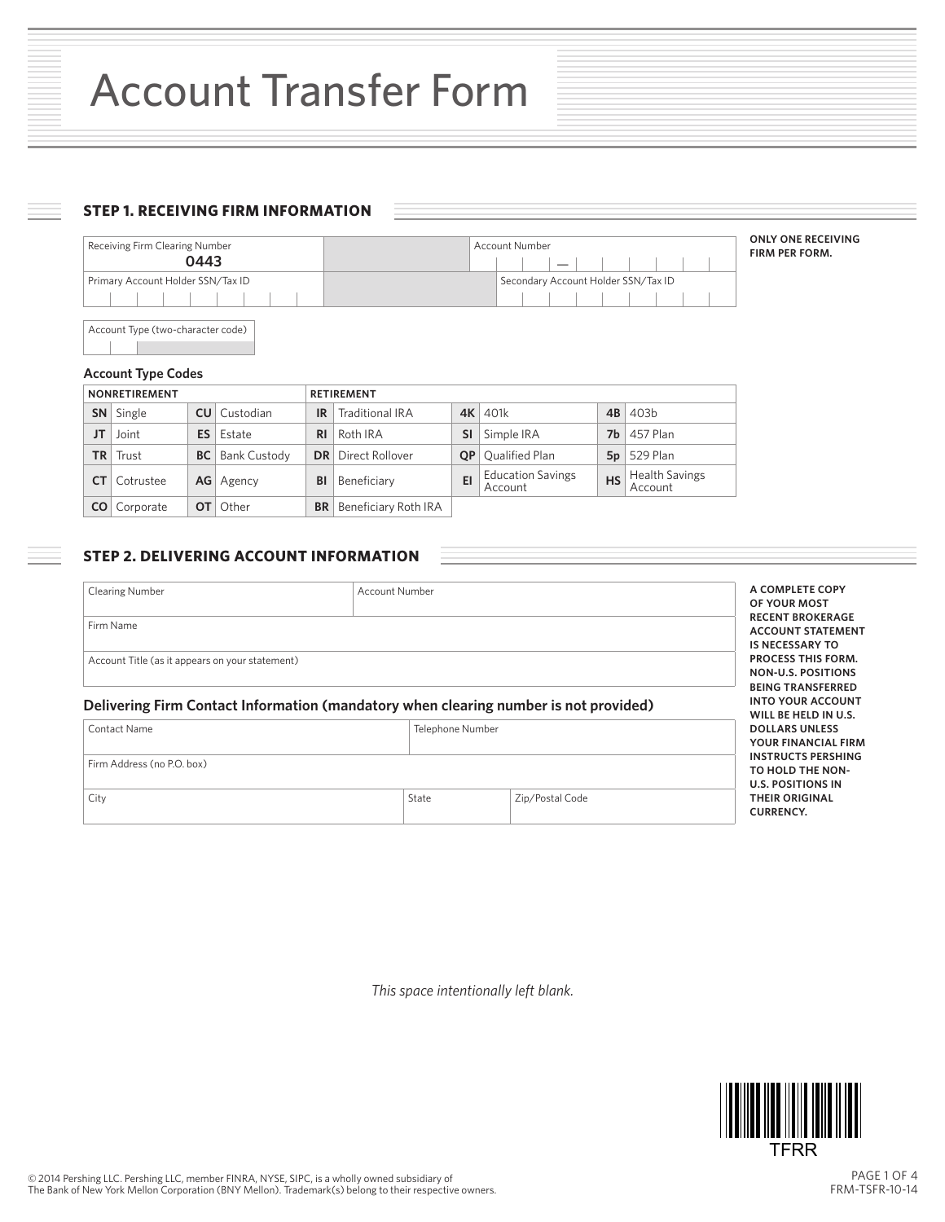# Account Transfer Form

## STEP 1. RECEIVING FIRM INFORMATION

**ONLY ONE RECEIVING FIRM PER FORM.**

| Receiving Firm Clearing Number | Account Number |
| --- | --- |
| 0443 | — |
| **Primary Account Holder SSN/Tax ID** | **Secondary Account Holder SSN/Tax ID** |
| | |

Account Type (two-character code)

### Account Type Codes

| NONRETIREMENT | | | | RETIREMENT | | | | | |
| --- | --- | --- | --- | --- | --- | --- | --- | --- | --- |
| SN | Single | CU | Custodian | IR | Traditional IRA | 4K | 401k | 4B | 403b |
| JT | Joint | ES | Estate | RI | Roth IRA | SI | Simple IRA | 7b | 457 Plan |
| TR | Trust | BC | Bank Custody | DR | Direct Rollover | QP | Qualified Plan | 5p | 529 Plan |
| CT | Cotrustee | AG | Agency | BI | Beneficiary | EI | Education Savings Account | HS | Health Savings Account |
| CO | Corporate | OT | Other | BR | Beneficiary Roth IRA | | | | |

## STEP 2. DELIVERING ACCOUNT INFORMATION

**A COMPLETE COPY OF YOUR MOST RECENT BROKERAGE ACCOUNT STATEMENT IS NECESSARY TO PROCESS THIS FORM. NON-U.S. POSITIONS BEING TRANSFERRED INTO YOUR ACCOUNT WILL BE HELD IN U.S. DOLLARS UNLESS YOUR FINANCIAL FIRM INSTRUCTS PERSHING TO HOLD THE NON-U.S. POSITIONS IN THEIR ORIGINAL CURRENCY.**

| Clearing Number | Account Number |
| --- | --- |
| | |

Firm Name

Account Title (as it appears on your statement)

### Delivering Firm Contact Information (mandatory when clearing number is not provided)

| Contact Name | Telephone Number |
| --- | --- |
| | |

Firm Address (no P.O. box)

| City | State | Zip/Postal Code |
| --- | --- | --- |
| | | |

*This space intentionally left blank.*

TFRR

© 2014 Pershing LLC. Pershing LLC, member FINRA, NYSE, SIPC, is a wholly owned subsidiary of The Bank of New York Mellon Corporation (BNY Mellon). Trademark(s) belong to their respective owners.

FRM-TSFR-10-14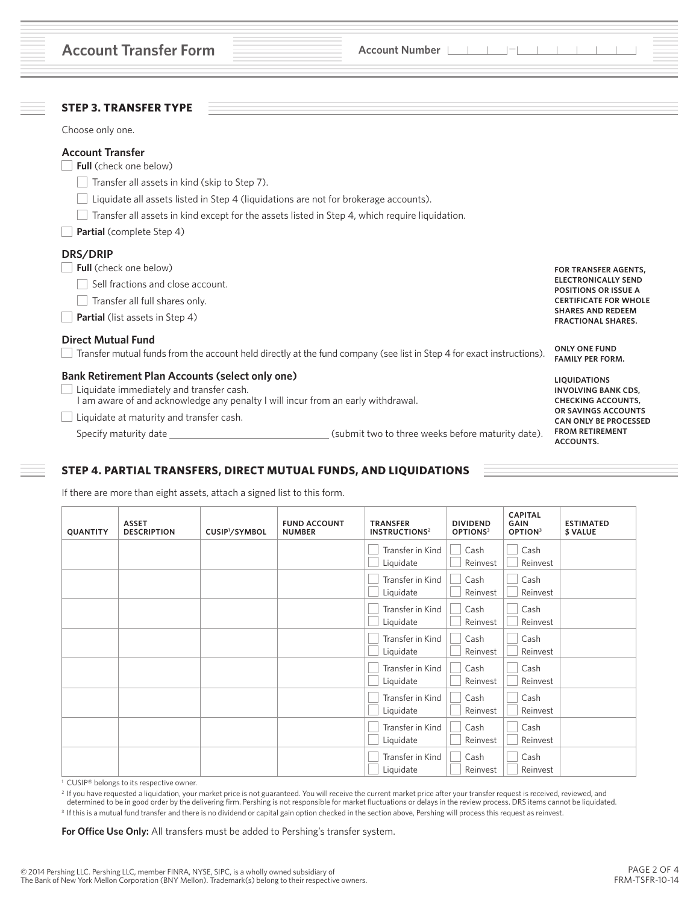# Account Transfer Form

Account Number

## STEP 3. TRANSFER TYPE

Choose only one.

### Account Transfer

- ☐ **Full** (check one below)
  - ☐ Transfer all assets in kind (skip to Step 7).
  - ☐ Liquidate all assets listed in Step 4 (liquidations are not for brokerage accounts).
  - ☐ Transfer all assets in kind except for the assets listed in Step 4, which require liquidation.
- ☐ **Partial** (complete Step 4)

### DRS/DRIP

- ☐ **Full** (check one below)
  - ☐ Sell fractions and close account.
  - ☐ Transfer all full shares only.
- ☐ **Partial** (list assets in Step 4)

**FOR TRANSFER AGENTS, ELECTRONICALLY SEND POSITIONS OR ISSUE A CERTIFICATE FOR WHOLE SHARES AND REDEEM FRACTIONAL SHARES.**

### Direct Mutual Fund

- ☐ Transfer mutual funds from the account held directly at the fund company (see list in Step 4 for exact instructions).

**ONLY ONE FUND FAMILY PER FORM.**

### Bank Retirement Plan Accounts (select only one)

- ☐ Liquidate immediately and transfer cash.
  I am aware of and acknowledge any penalty I will incur from an early withdrawal.
- ☐ Liquidate at maturity and transfer cash.
  Specify maturity date ______________________ (submit two to three weeks before maturity date).

**LIQUIDATIONS INVOLVING BANK CDS, CHECKING ACCOUNTS, OR SAVINGS ACCOUNTS CAN ONLY BE PROCESSED FROM RETIREMENT ACCOUNTS.**

## STEP 4. PARTIAL TRANSFERS, DIRECT MUTUAL FUNDS, AND LIQUIDATIONS

If there are more than eight assets, attach a signed list to this form.

| QUANTITY | ASSET DESCRIPTION | CUSIP[1]/SYMBOL | FUND ACCOUNT NUMBER | TRANSFER INSTRUCTIONS[2] | DIVIDEND OPTIONS[3] | CAPITAL GAIN OPTION[3] | ESTIMATED $ VALUE |
|---|---|---|---|---|---|---|---|
| | | | | ☐ Transfer in Kind ☐ Liquidate | ☐ Cash ☐ Reinvest | ☐ Cash ☐ Reinvest | |
| | | | | ☐ Transfer in Kind ☐ Liquidate | ☐ Cash ☐ Reinvest | ☐ Cash ☐ Reinvest | |
| | | | | ☐ Transfer in Kind ☐ Liquidate | ☐ Cash ☐ Reinvest | ☐ Cash ☐ Reinvest | |
| | | | | ☐ Transfer in Kind ☐ Liquidate | ☐ Cash ☐ Reinvest | ☐ Cash ☐ Reinvest | |
| | | | | ☐ Transfer in Kind ☐ Liquidate | ☐ Cash ☐ Reinvest | ☐ Cash ☐ Reinvest | |
| | | | | ☐ Transfer in Kind ☐ Liquidate | ☐ Cash ☐ Reinvest | ☐ Cash ☐ Reinvest | |
| | | | | ☐ Transfer in Kind ☐ Liquidate | ☐ Cash ☐ Reinvest | ☐ Cash ☐ Reinvest | |
| | | | | ☐ Transfer in Kind ☐ Liquidate | ☐ Cash ☐ Reinvest | ☐ Cash ☐ Reinvest | |

[1] CUSIP® belongs to its respective owner.

[2] If you have requested a liquidation, your market price is not guaranteed. You will receive the current market price after your transfer request is received, reviewed, and determined to be in good order by the delivering firm. Pershing is not responsible for market fluctuations or delays in the review process. DRS items cannot be liquidated.

[3] If this is a mutual fund transfer and there is no dividend or capital gain option checked in the section above, Pershing will process this request as reinvest.

**For Office Use Only:** All transfers must be added to Pershing's transfer system.

© 2014 Pershing LLC. Pershing LLC, member FINRA, NYSE, SIPC, is a wholly owned subsidiary of The Bank of New York Mellon Corporation (BNY Mellon). Trademark(s) belong to their respective owners.

FRM-TSFR-10-14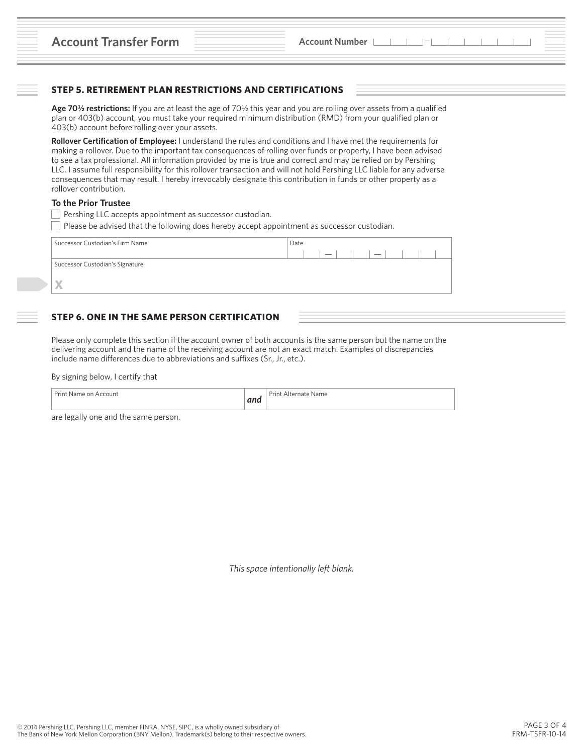# Account Transfer Form

Account Number

## STEP 5. RETIREMENT PLAN RESTRICTIONS AND CERTIFICATIONS

**Age 70½ restrictions:** If you are at least the age of 70½ this year and you are rolling over assets from a qualified plan or 403(b) account, you must take your required minimum distribution (RMD) from your qualified plan or 403(b) account before rolling over your assets.

**Rollover Certification of Employee:** I understand the rules and conditions and I have met the requirements for making a rollover. Due to the important tax consequences of rolling over funds or property, I have been advised to see a tax professional. All information provided by me is true and correct and may be relied on by Pershing LLC. I assume full responsibility for this rollover transaction and will not hold Pershing LLC liable for any adverse consequences that may result. I hereby irrevocably designate this contribution in funds or other property as a rollover contribution.

### To the Prior Trustee

- ☐ Pershing LLC accepts appointment as successor custodian.
- ☐ Please be advised that the following does hereby accept appointment as successor custodian.

| Successor Custodian's Firm Name | Date |
|---|---|
| Successor Custodian's Signature X | |

## STEP 6. ONE IN THE SAME PERSON CERTIFICATION

Please only complete this section if the account owner of both accounts is the same person but the name on the delivering account and the name of the receiving account are not an exact match. Examples of discrepancies include name differences due to abbreviations and suffixes (Sr., Jr., etc.).

By signing below, I certify that

| Print Name on Account | *and* | Print Alternate Name |
|---|---|---|

are legally one and the same person.

*This space intentionally left blank.*

© 2014 Pershing LLC. Pershing LLC, member FINRA, NYSE, SIPC, is a wholly owned subsidiary of The Bank of New York Mellon Corporation (BNY Mellon). Trademark(s) belong to their respective owners.

FRM-TSFR-10-14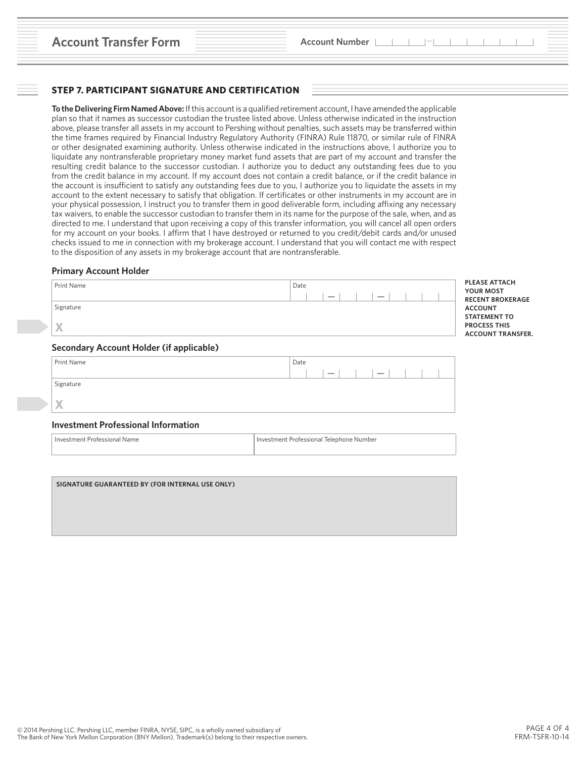# Account Transfer Form

Account Number

## STEP 7. PARTICIPANT SIGNATURE AND CERTIFICATION

**To the Delivering Firm Named Above:** If this account is a qualified retirement account, I have amended the applicable plan so that it names as successor custodian the trustee listed above. Unless otherwise indicated in the instruction above, please transfer all assets in my account to Pershing without penalties, such assets may be transferred within the time frames required by Financial Industry Regulatory Authority (FINRA) Rule 11870, or similar rule of FINRA or other designated examining authority. Unless otherwise indicated in the instructions above, I authorize you to liquidate any nontransferable proprietary money market fund assets that are part of my account and transfer the resulting credit balance to the successor custodian. I authorize you to deduct any outstanding fees due to you from the credit balance in my account. If my account does not contain a credit balance, or if the credit balance in the account is insufficient to satisfy any outstanding fees due to you, I authorize you to liquidate the assets in my account to the extent necessary to satisfy that obligation. If certificates or other instruments in my account are in your physical possession, I instruct you to transfer them in good deliverable form, including affixing any necessary tax waivers, to enable the successor custodian to transfer them in its name for the purpose of the sale, when, and as directed to me. I understand that upon receiving a copy of this transfer information, you will cancel all open orders for my account on your books. I affirm that I have destroyed or returned to you credit/debit cards and/or unused checks issued to me in connection with my brokerage account. I understand that you will contact me with respect to the disposition of any assets in my brokerage account that are nontransferable.

### Primary Account Holder

| Print Name | Date |
|---|---|
| | __ __ — __ __ — __ __ __ __ |

Signature

X

**PLEASE ATTACH YOUR MOST RECENT BROKERAGE ACCOUNT STATEMENT TO PROCESS THIS ACCOUNT TRANSFER.**

### Secondary Account Holder (if applicable)

| Print Name | Date |
|---|---|
| | __ __ — __ __ — __ __ __ __ |

Signature

X

### Investment Professional Information

| Investment Professional Name | Investment Professional Telephone Number |
|---|---|
| | |

**SIGNATURE GUARANTEED BY (FOR INTERNAL USE ONLY)**

© 2014 Pershing LLC. Pershing LLC, member FINRA, NYSE, SIPC, is a wholly owned subsidiary of The Bank of New York Mellon Corporation (BNY Mellon). Trademark(s) belong to their respective owners.

FRM-TSFR-10-14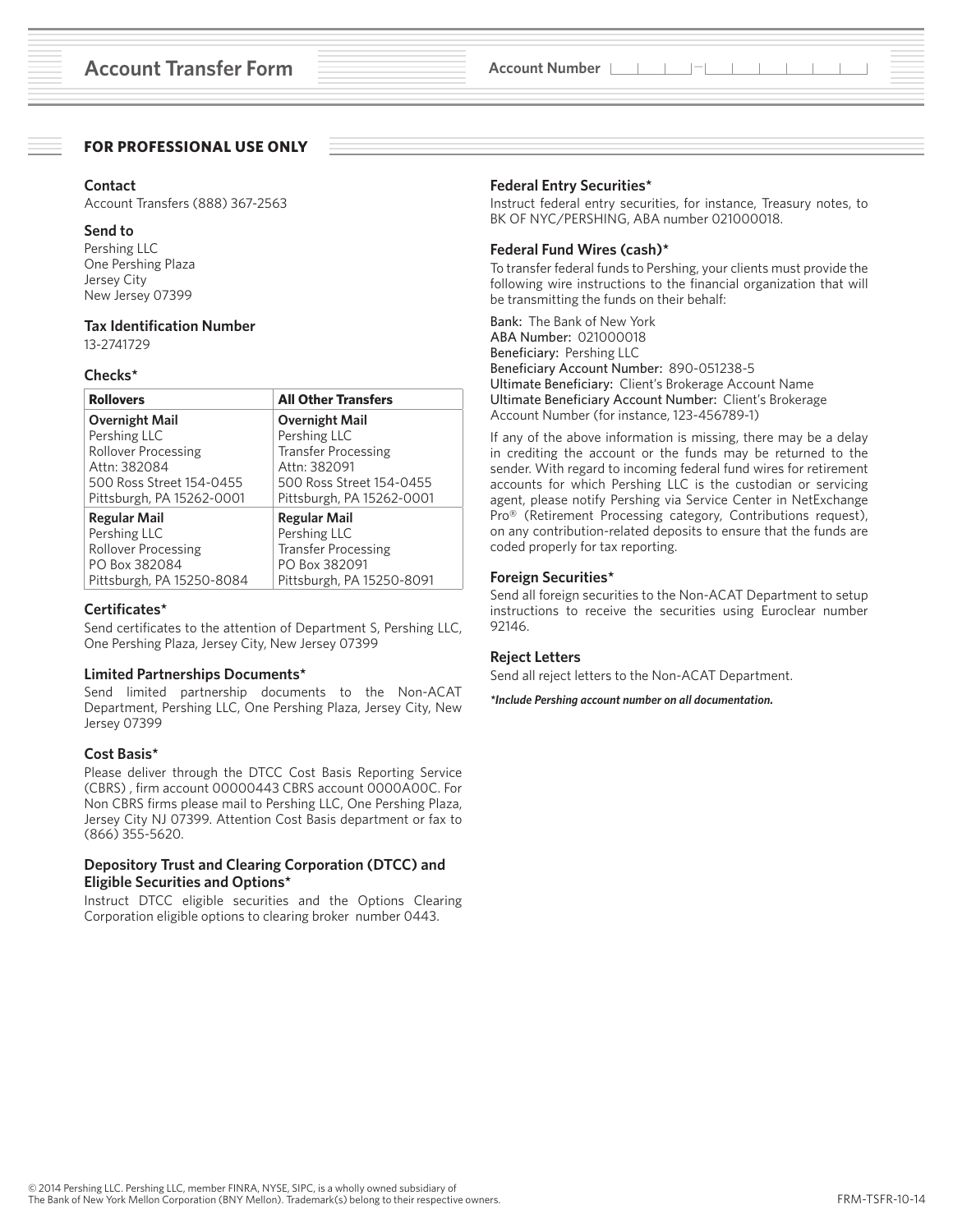# Account Transfer Form

Account Number

## FOR PROFESSIONAL USE ONLY

**Contact**
Account Transfers (888) 367-2563

**Send to**
Pershing LLC
One Pershing Plaza
Jersey City
New Jersey 07399

**Tax Identification Number**
13-2741729

**Checks***

| Rollovers | All Other Transfers |
|---|---|
| **Overnight Mail**<br>Pershing LLC<br>Rollover Processing<br>Attn: 382084<br>500 Ross Street 154-0455<br>Pittsburgh, PA 15262-0001 | **Overnight Mail**<br>Pershing LLC<br>Transfer Processing<br>Attn: 382091<br>500 Ross Street 154-0455<br>Pittsburgh, PA 15262-0001 |
| **Regular Mail**<br>Pershing LLC<br>Rollover Processing<br>PO Box 382084<br>Pittsburgh, PA 15250-8084 | **Regular Mail**<br>Pershing LLC<br>Transfer Processing<br>PO Box 382091<br>Pittsburgh, PA 15250-8091 |

**Certificates***
Send certificates to the attention of Department S, Pershing LLC, One Pershing Plaza, Jersey City, New Jersey 07399

**Limited Partnerships Documents***
Send limited partnership documents to the Non-ACAT Department, Pershing LLC, One Pershing Plaza, Jersey City, New Jersey 07399

**Cost Basis***
Please deliver through the DTCC Cost Basis Reporting Service (CBRS) , firm account 00000443 CBRS account 0000A00C. For Non CBRS firms please mail to Pershing LLC, One Pershing Plaza, Jersey City NJ 07399. Attention Cost Basis department or fax to (866) 355-5620.

**Depository Trust and Clearing Corporation (DTCC) and Eligible Securities and Options***
Instruct DTCC eligible securities and the Options Clearing Corporation eligible options to clearing broker number 0443.

**Federal Entry Securities***
Instruct federal entry securities, for instance, Treasury notes, to BK OF NYC/PERSHING, ABA number 021000018.

**Federal Fund Wires (cash)***
To transfer federal funds to Pershing, your clients must provide the following wire instructions to the financial organization that will be transmitting the funds on their behalf:

Bank: The Bank of New York
ABA Number: 021000018
Beneficiary: Pershing LLC
Beneficiary Account Number: 890-051238-5
Ultimate Beneficiary: Client's Brokerage Account Name
Ultimate Beneficiary Account Number: Client's Brokerage Account Number (for instance, 123-456789-1)

If any of the above information is missing, there may be a delay in crediting the account or the funds may be returned to the sender. With regard to incoming federal fund wires for retirement accounts for which Pershing LLC is the custodian or servicing agent, please notify Pershing via Service Center in NetExchange Pro® (Retirement Processing category, Contributions request), on any contribution-related deposits to ensure that the funds are coded properly for tax reporting.

**Foreign Securities***
Send all foreign securities to the Non-ACAT Department to setup instructions to receive the securities using Euroclear number 92146.

**Reject Letters**
Send all reject letters to the Non-ACAT Department.

***Include Pershing account number on all documentation.***

© 2014 Pershing LLC. Pershing LLC, member FINRA, NYSE, SIPC, is a wholly owned subsidiary of The Bank of New York Mellon Corporation (BNY Mellon). Trademark(s) belong to their respective owners.

FRM-TSFR-10-14